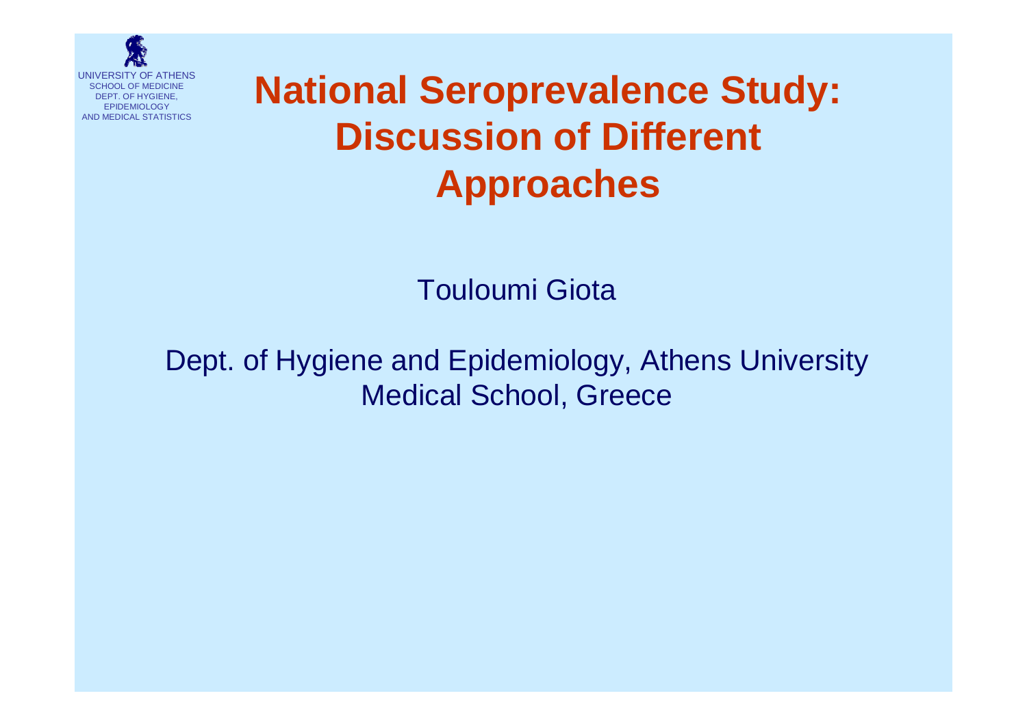UNIVERSITY OF ATHENS
SCHOOL OF MEDICINE
DEPT. OF HYGIENE, EPIDEMIOLOGY AND MEDICAL STATISTICS

# National Seroprevalence Study: Discussion of Different Approaches

Touloumi Giota

Dept. of Hygiene and Epidemiology, Athens University Medical School, Greece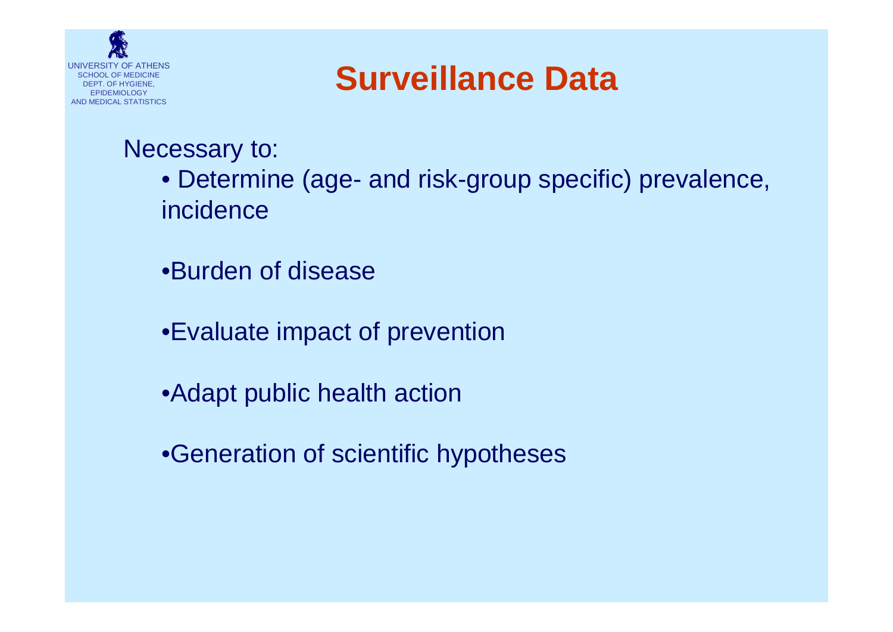# Surveillance Data

Necessary to:

- Determine (age- and risk-group specific) prevalence, incidence
- Burden of disease
- Evaluate impact of prevention
- Adapt public health action
- Generation of scientific hypotheses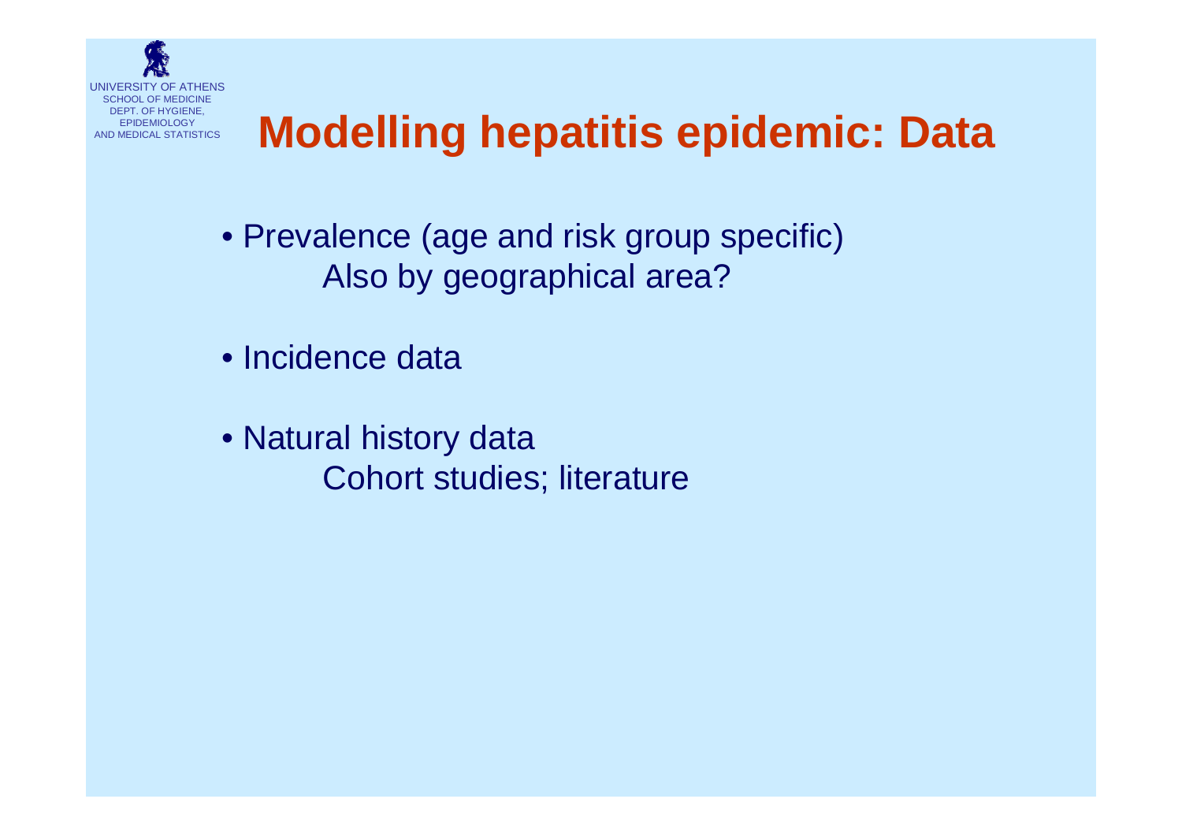# Modelling hepatitis epidemic: Data

- Prevalence (age and risk group specific)
  Also by geographical area?
- Incidence data
- Natural history data
  Cohort studies; literature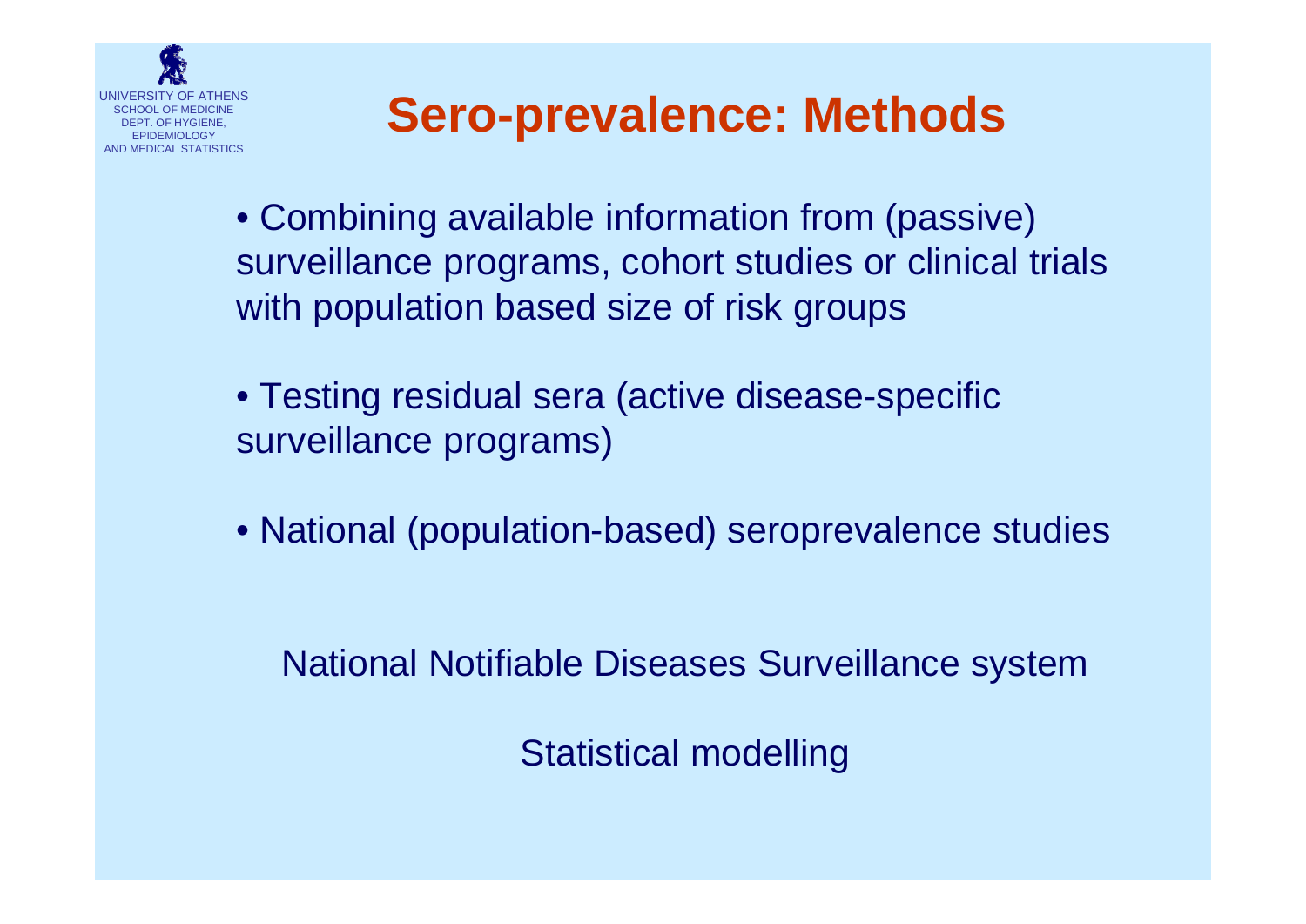# Sero-prevalence: Methods

- Combining available information from (passive) surveillance programs, cohort studies or clinical trials with population based size of risk groups

- Testing residual sera (active disease-specific surveillance programs)

- National (population-based) seroprevalence studies

National Notifiable Diseases Surveillance system

Statistical modelling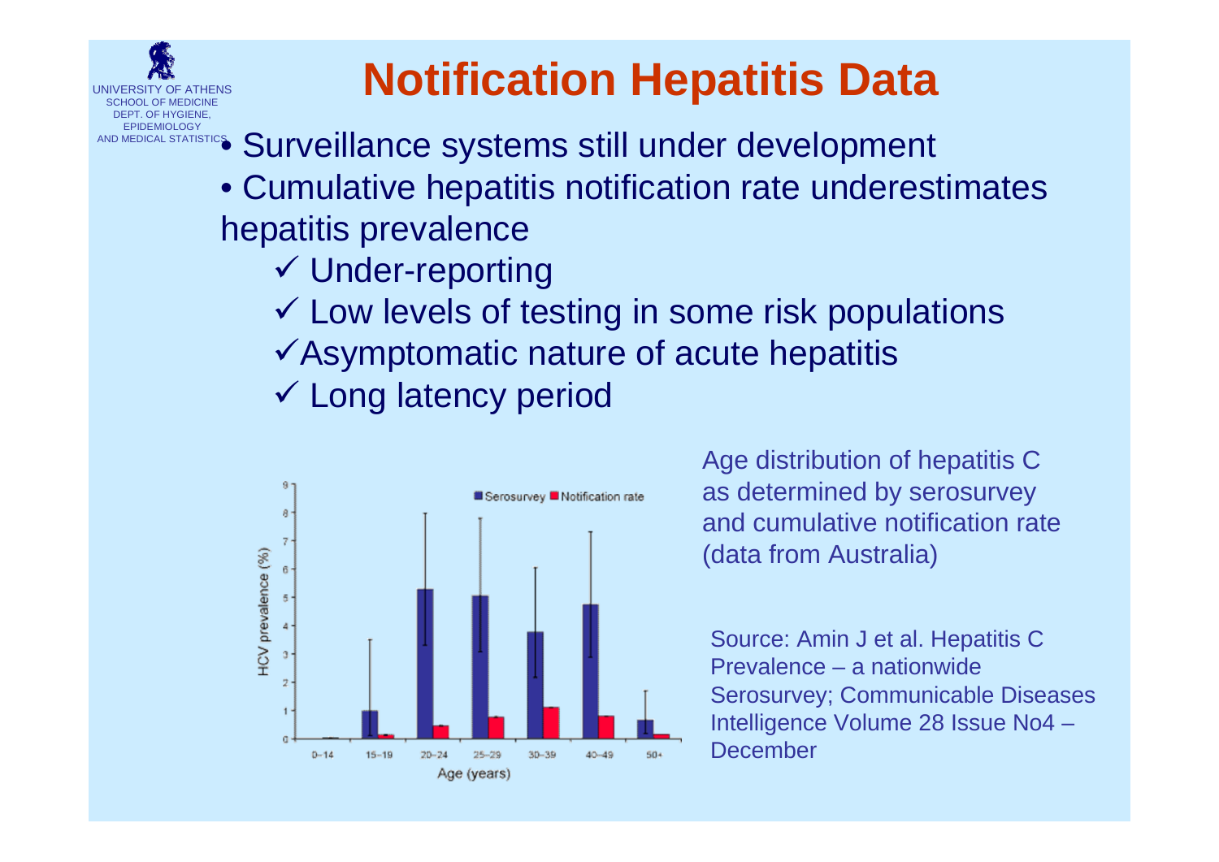# Notification Hepatitis Data

- Surveillance systems still under development
- Cumulative hepatitis notification rate underestimates hepatitis prevalence
  - ✓ Under-reporting
  - ✓ Low levels of testing in some risk populations
  - ✓ Asymptomatic nature of acute hepatitis
  - ✓ Long latency period

Age distribution of hepatitis C as determined by serosurvey and cumulative notification rate (data from Australia)

Source: Amin J et al. Hepatitis C Prevalence – a nationwide Serosurvey; Communicable Diseases Intelligence Volume 28 Issue No4 – December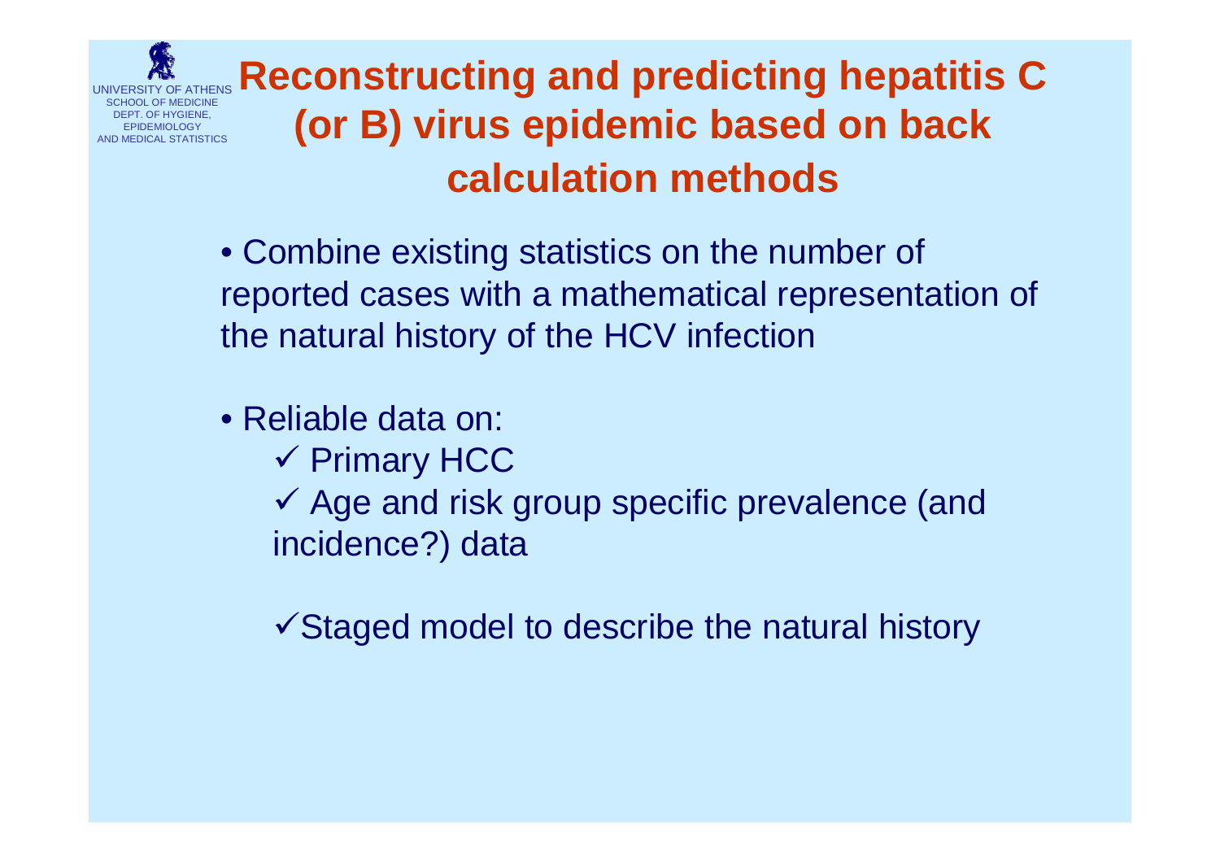UNIVERSITY OF ATHENS
SCHOOL OF MEDICINE
DEPT. OF HYGIENE, EPIDEMIOLOGY
AND MEDICAL STATISTICS

# Reconstructing and predicting hepatitis C (or B) virus epidemic based on back calculation methods

- Combine existing statistics on the number of reported cases with a mathematical representation of the natural history of the HCV infection

- Reliable data on:
  - ✓ Primary HCC
  - ✓ Age and risk group specific prevalence (and incidence?) data

  - ✓ Staged model to describe the natural history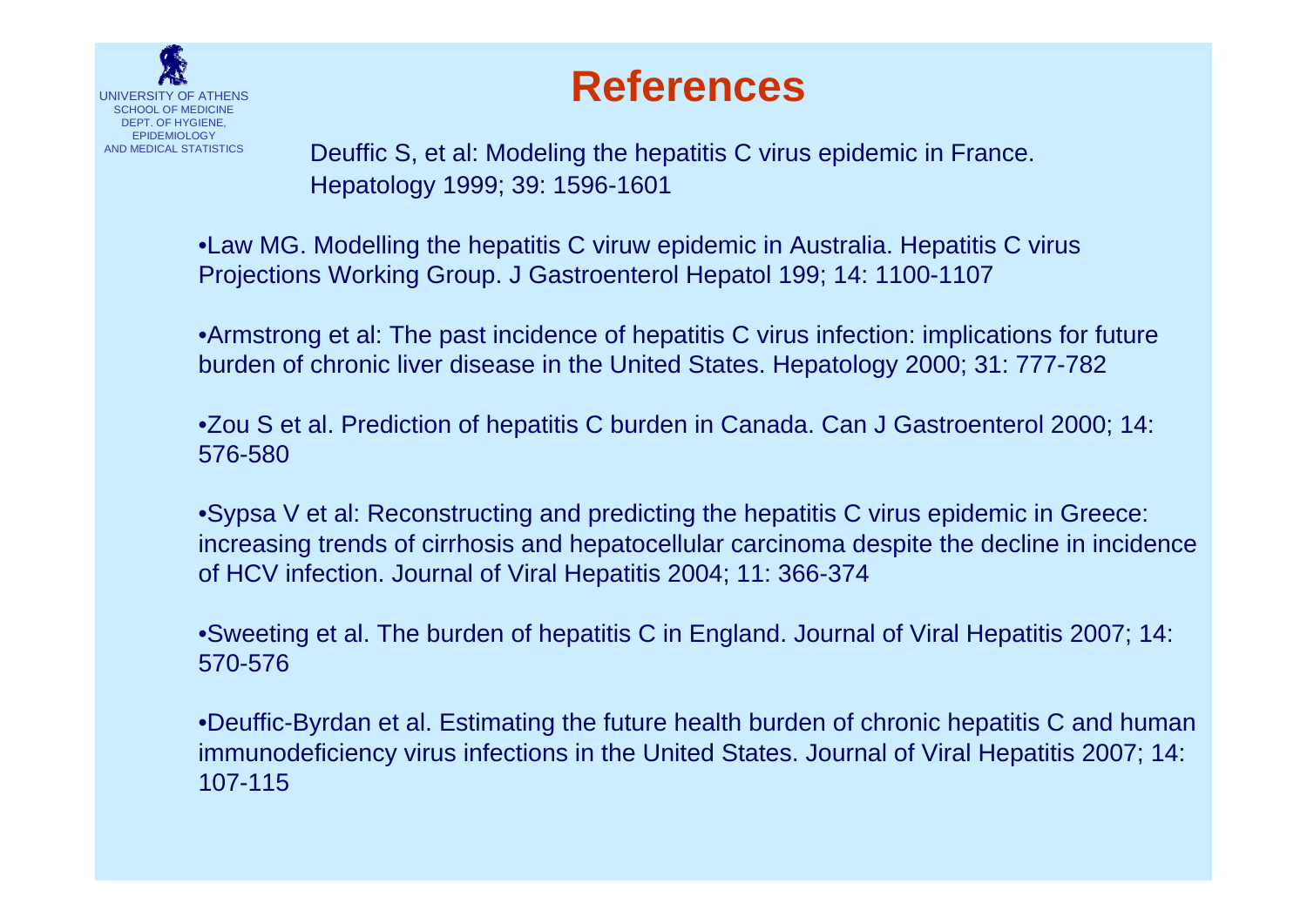# References

Deuffic S, et al: Modeling the hepatitis C virus epidemic in France. Hepatology 1999; 39: 1596-1601

- Law MG. Modelling the hepatitis C viruw epidemic in Australia. Hepatitis C virus Projections Working Group. J Gastroenterol Hepatol 199; 14: 1100-1107
- Armstrong et al: The past incidence of hepatitis C virus infection: implications for future burden of chronic liver disease in the United States. Hepatology 2000; 31: 777-782
- Zou S et al. Prediction of hepatitis C burden in Canada. Can J Gastroenterol 2000; 14: 576-580
- Sypsa V et al: Reconstructing and predicting the hepatitis C virus epidemic in Greece: increasing trends of cirrhosis and hepatocellular carcinoma despite the decline in incidence of HCV infection. Journal of Viral Hepatitis 2004; 11: 366-374
- Sweeting et al. The burden of hepatitis C in England. Journal of Viral Hepatitis 2007; 14: 570-576
- Deuffic-Byrdan et al. Estimating the future health burden of chronic hepatitis C and human immunodeficiency virus infections in the United States. Journal of Viral Hepatitis 2007; 14: 107-115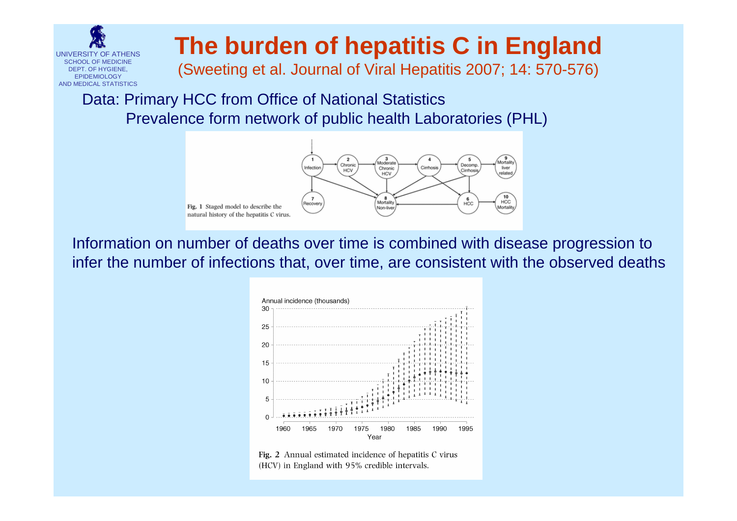# The burden of hepatitis C in England

(Sweeting et al. Journal of Viral Hepatitis 2007; 14: 570-576)

Data: Primary HCC from Office of National Statistics
Prevalence form network of public health Laboratories (PHL)

Fig. 1 Staged model to describe the natural history of the hepatitis C virus.

Information on number of deaths over time is combined with disease progression to infer the number of infections that, over time, are consistent with the observed deaths

Fig. 2 Annual estimated incidence of hepatitis C virus (HCV) in England with 95% credible intervals.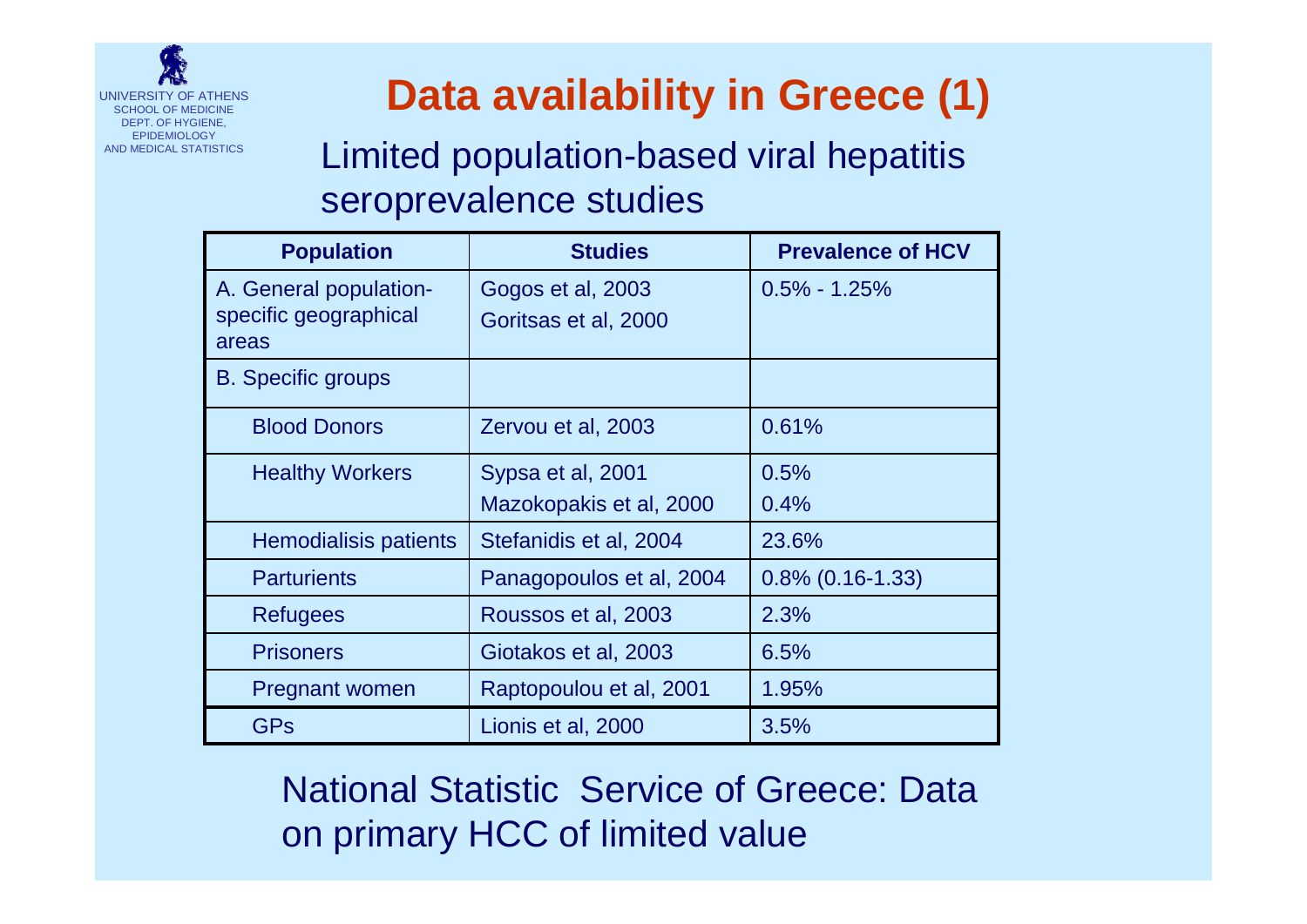UNIVERSITY OF ATHENS
SCHOOL OF MEDICINE
DEPT. OF HYGIENE, EPIDEMIOLOGY AND MEDICAL STATISTICS

# Data availability in Greece (1)

Limited population-based viral hepatitis seroprevalence studies

| Population | Studies | Prevalence of HCV |
|---|---|---|
| A. General population- specific geographical areas | Gogos et al, 2003<br>Goritsas et al, 2000 | 0.5% - 1.25% |
| B. Specific groups | | |
| Blood Donors | Zervou et al, 2003 | 0.61% |
| Healthy Workers | Sypsa et al, 2001<br>Mazokopakis et al, 2000 | 0.5%<br>0.4% |
| Hemodialisis patients | Stefanidis et al, 2004 | 23.6% |
| Parturients | Panagopoulos et al, 2004 | 0.8% (0.16-1.33) |
| Refugees | Roussos et al, 2003 | 2.3% |
| Prisoners | Giotakos et al, 2003 | 6.5% |
| Pregnant women | Raptopoulou et al, 2001 | 1.95% |
| GPs | Lionis et al, 2000 | 3.5% |

National Statistic Service of Greece: Data on primary HCC of limited value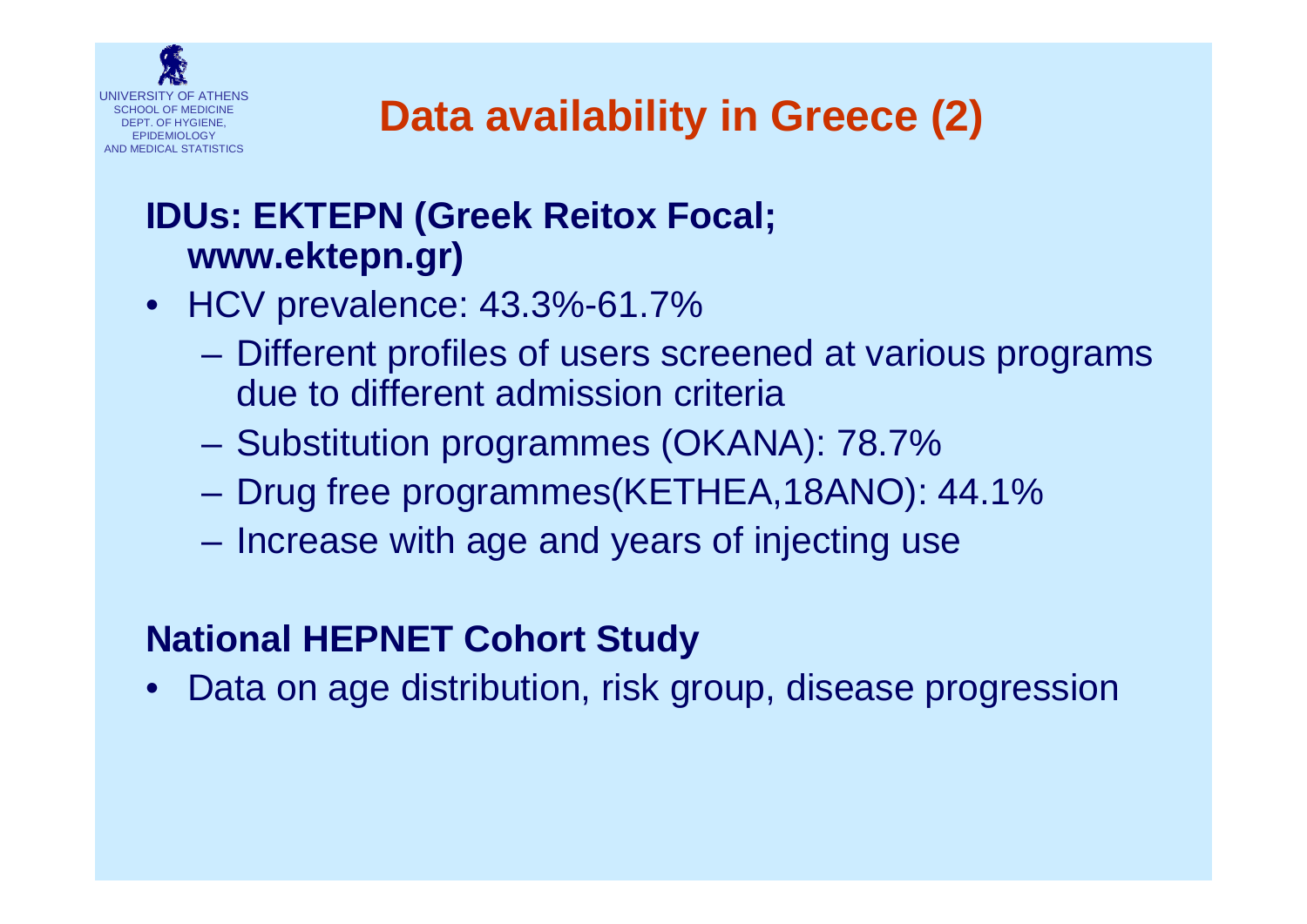# Data availability in Greece (2)

**IDUs: EKTEPN (Greek Reitox Focal; www.ektepn.gr)**

- HCV prevalence: 43.3%-61.7%
  - Different profiles of users screened at various programs due to different admission criteria
  - Substitution programmes (OKANA): 78.7%
  - Drug free programmes(KETHEA,18ANO): 44.1%
  - Increase with age and years of injecting use

**National HEPNET Cohort Study**

- Data on age distribution, risk group, disease progression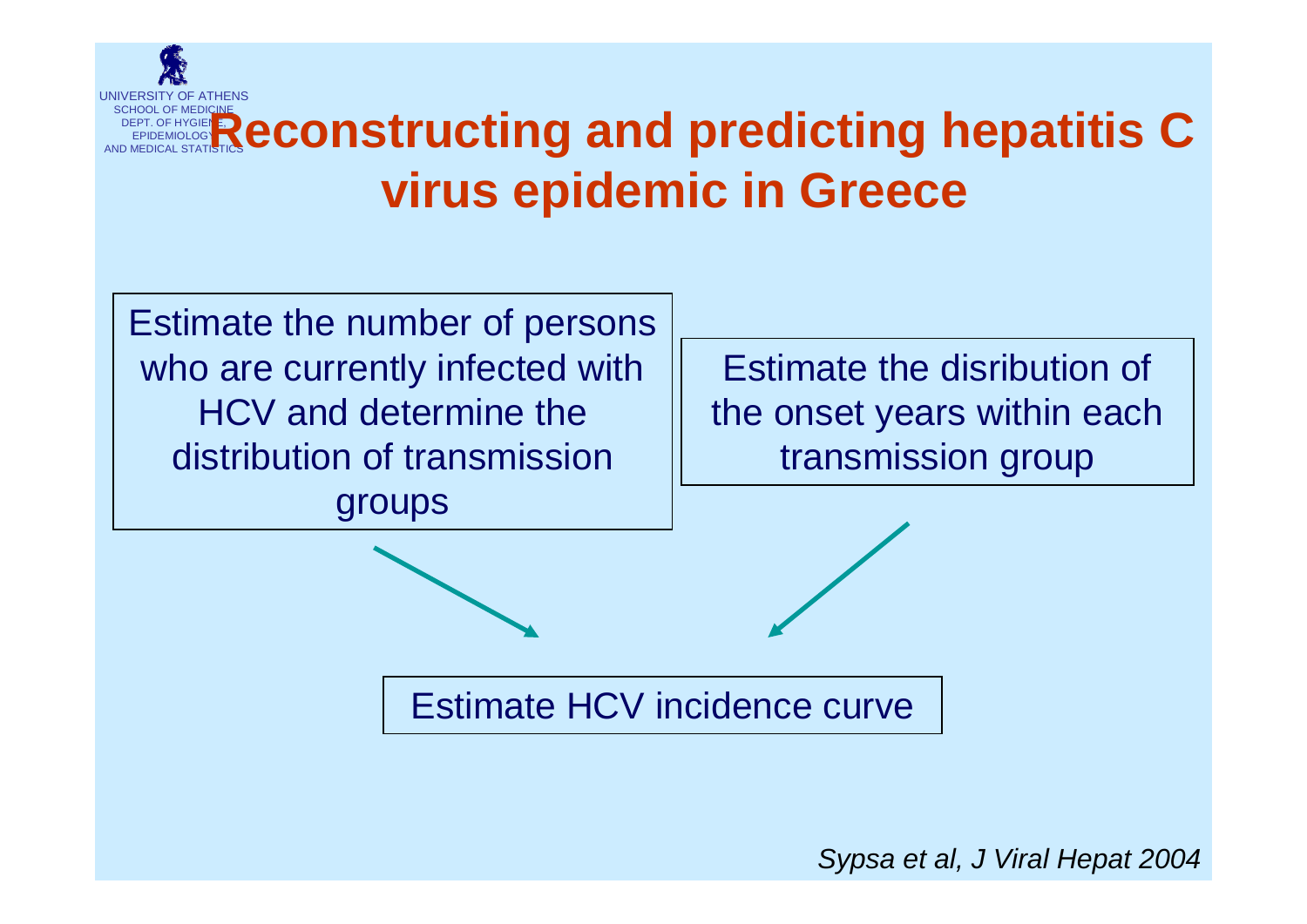UNIVERSITY OF ATHENS
SCHOOL OF MEDICINE
DEPT. OF HYGIENE, EPIDEMIOLOGY AND MEDICAL STATISTICS

# Reconstructing and predicting hepatitis C virus epidemic in Greece

Estimate the number of persons who are currently infected with HCV and determine the distribution of transmission groups

Estimate the disribution of the onset years within each transmission group

Estimate HCV incidence curve

*Sypsa et al, J Viral Hepat 2004*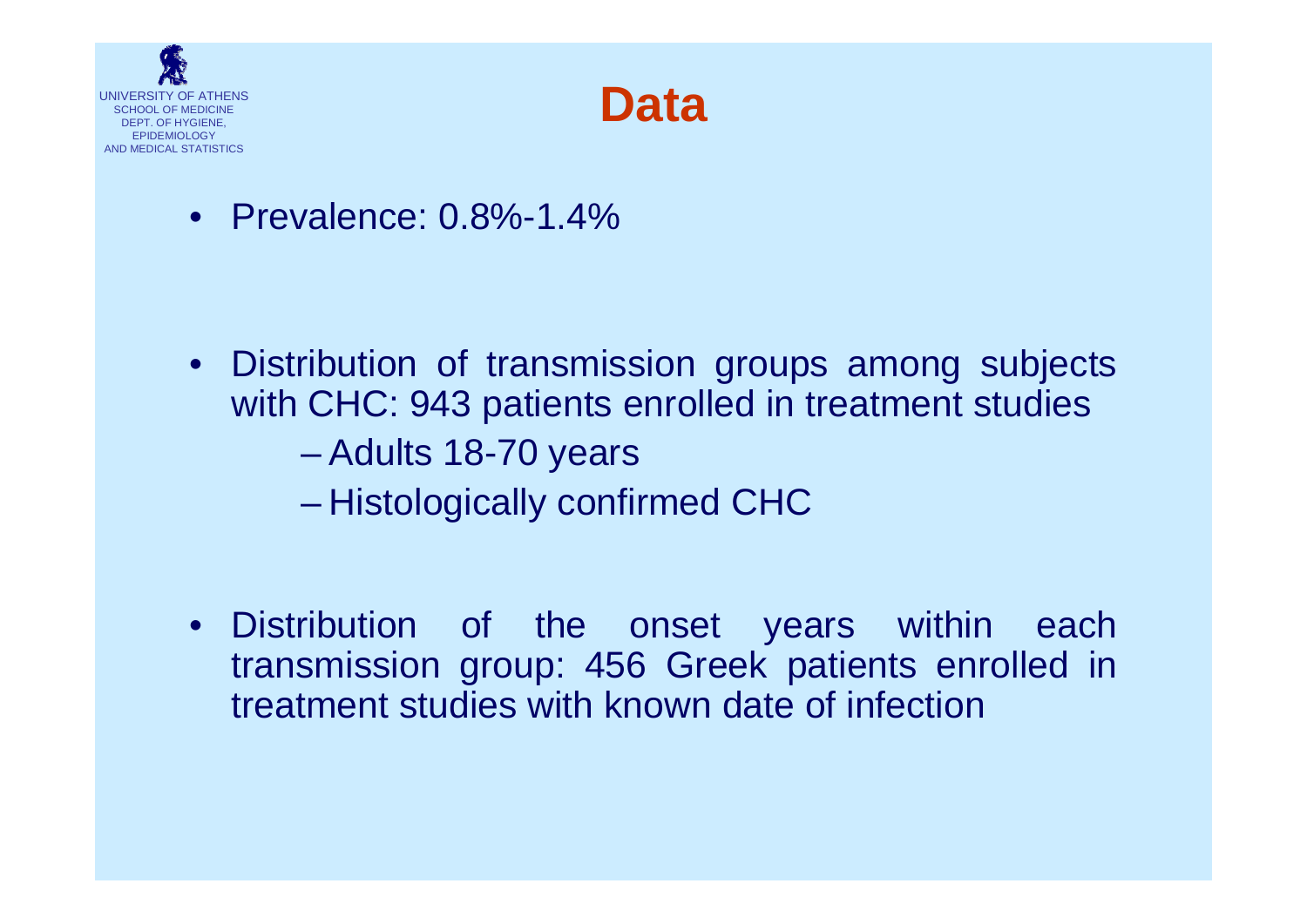# Data

- Prevalence: 0.8%-1.4%

- Distribution of transmission groups among subjects with CHC: 943 patients enrolled in treatment studies
  - Adults 18-70 years
  - Histologically confirmed CHC

- Distribution of the onset years within each transmission group: 456 Greek patients enrolled in treatment studies with known date of infection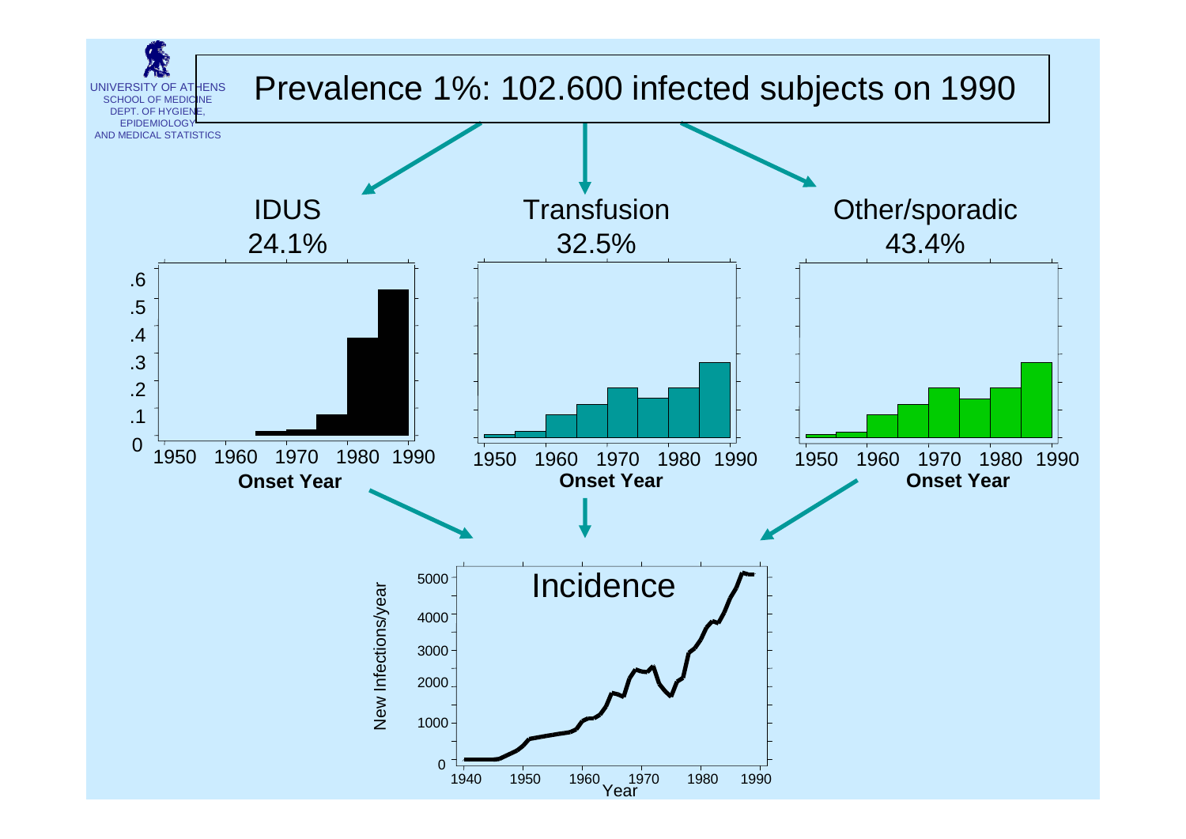UNIVERSITY OF ATHENS
SCHOOL OF MEDICINE
DEPT. OF HYGIENE, EPIDEMIOLOGY AND MEDICAL STATISTICS

# Prevalence 1%: 102.600 infected subjects on 1990

**IDUS** 24.1%

**Transfusion** 32.5%

**Other/sporadic** 43.4%

Onset Year

Incidence

New Infections/year

Year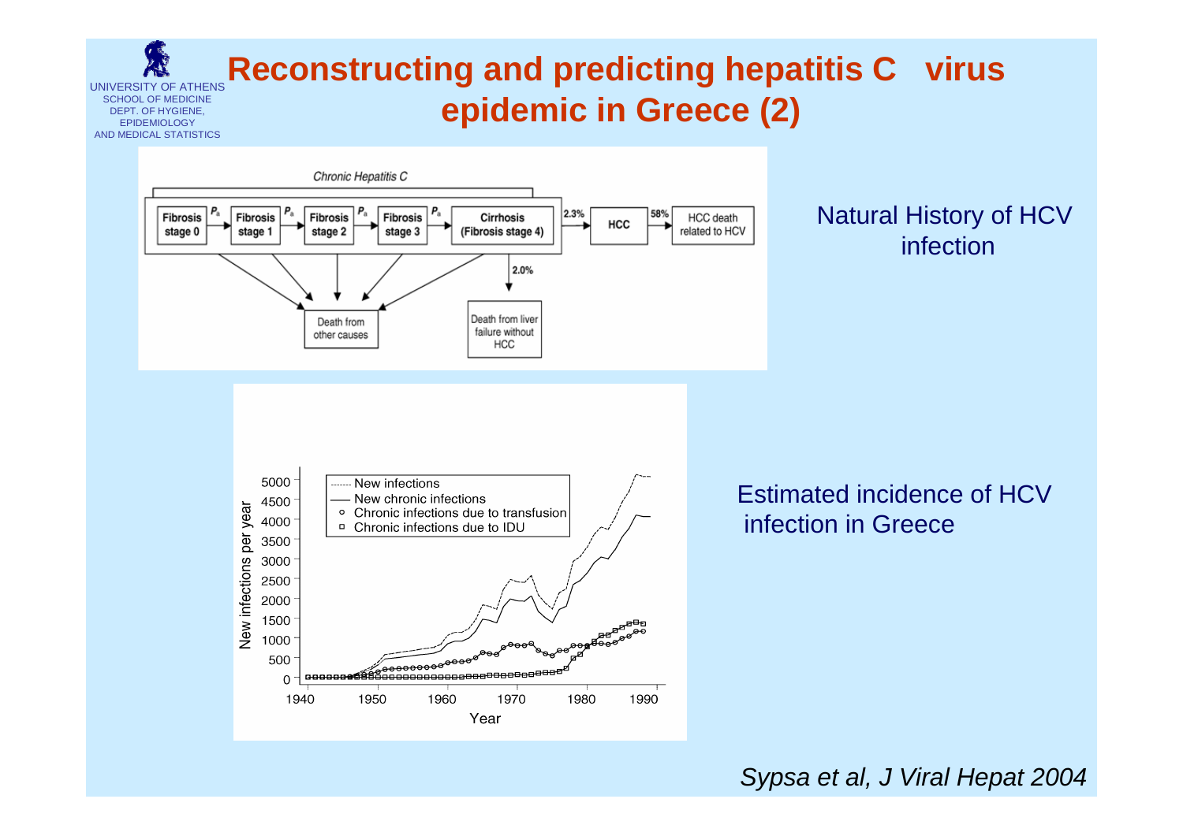UNIVERSITY OF ATHENS
SCHOOL OF MEDICINE
DEPT. OF HYGIENE, EPIDEMIOLOGY AND MEDICAL STATISTICS

# Reconstructing and predicting hepatitis C virus epidemic in Greece (2)

Chronic Hepatitis C

Fibrosis stage 0 → $P_a$ → Fibrosis stage 1 → $P_a$ → Fibrosis stage 2 → $P_a$ → Fibrosis stage 3 → $P_a$ → Cirrhosis (Fibrosis stage 4) → 2.3% → HCC → 58% → HCC death related to HCV

Cirrhosis → 2.0% → Death from liver failure without HCC

All stages → Death from other causes

Natural History of HCV infection

Legend: New infections; New chronic infections; Chronic infections due to transfusion; Chronic infections due to IDU

New infections per year (0–5000) vs. Year (1940–1990)

Estimated incidence of HCV infection in Greece

*Sypsa et al, J Viral Hepat 2004*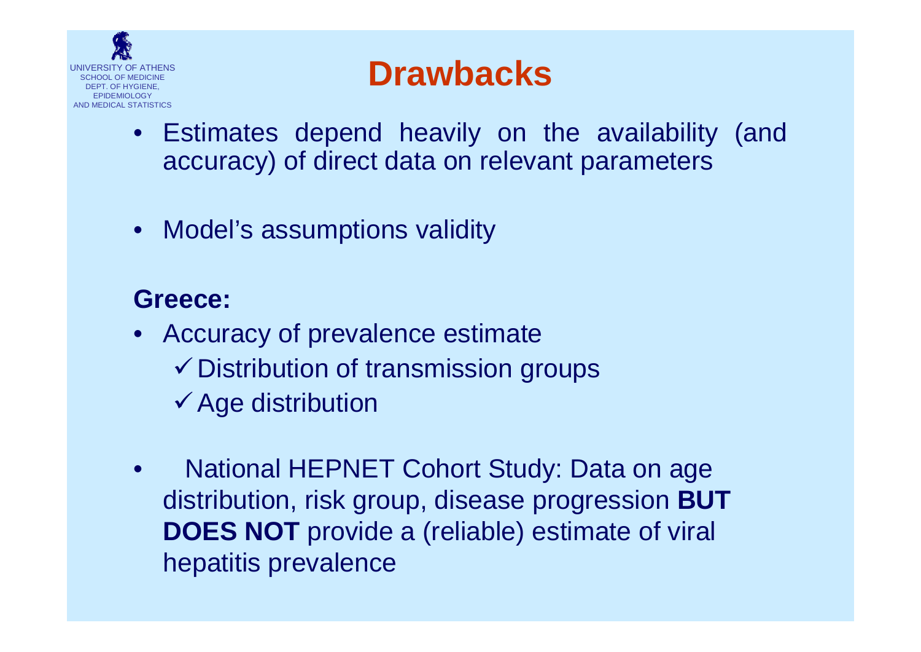# Drawbacks

- Estimates depend heavily on the availability (and accuracy) of direct data on relevant parameters
- Model's assumptions validity

**Greece:**

- Accuracy of prevalence estimate
  - ✓ Distribution of transmission groups
  - ✓ Age distribution
- National HEPNET Cohort Study: Data on age distribution, risk group, disease progression **BUT DOES NOT** provide a (reliable) estimate of viral hepatitis prevalence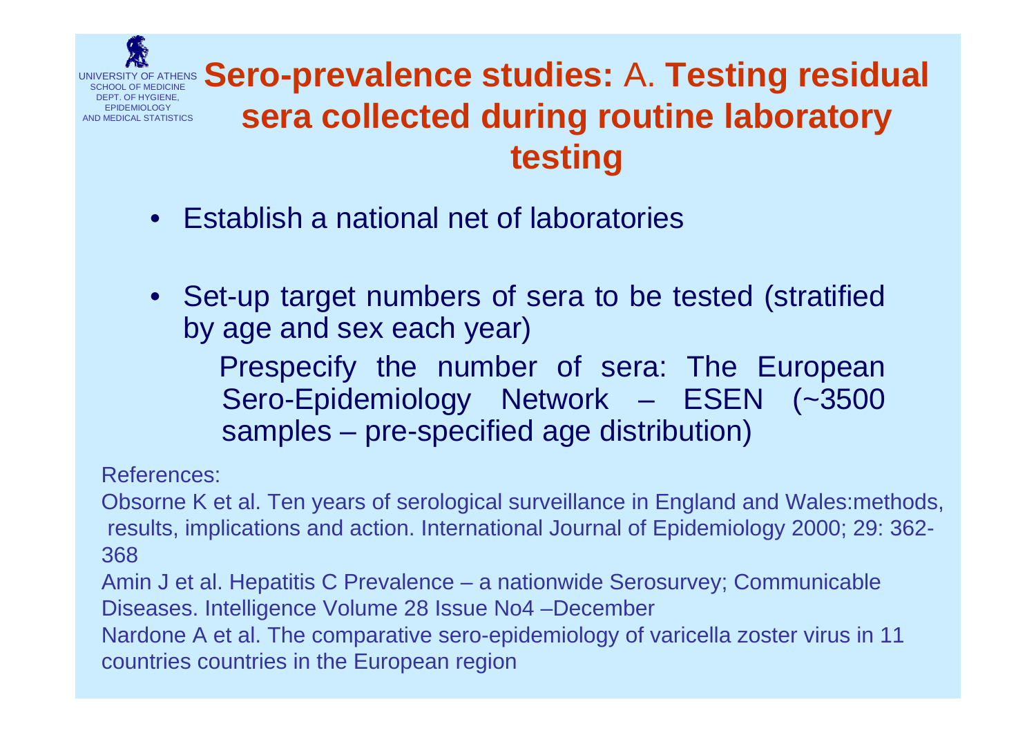UNIVERSITY OF ATHENS
SCHOOL OF MEDICINE
DEPT. OF HYGIENE, EPIDEMIOLOGY AND MEDICAL STATISTICS

# Sero-prevalence studies: A. Testing residual sera collected during routine laboratory testing

- Establish a national net of laboratories
- Set-up target numbers of sera to be tested (stratified by age and sex each year)

  Prespecify the number of sera: The European Sero-Epidemiology Network – ESEN (~3500 samples – pre-specified age distribution)

References:

Obsorne K et al. Ten years of serological surveillance in England and Wales:methods, results, implications and action. International Journal of Epidemiology 2000; 29: 362-368

Amin J et al. Hepatitis C Prevalence – a nationwide Serosurvey; Communicable Diseases. Intelligence Volume 28 Issue No4 –December

Nardone A et al. The comparative sero-epidemiology of varicella zoster virus in 11 countries countries in the European region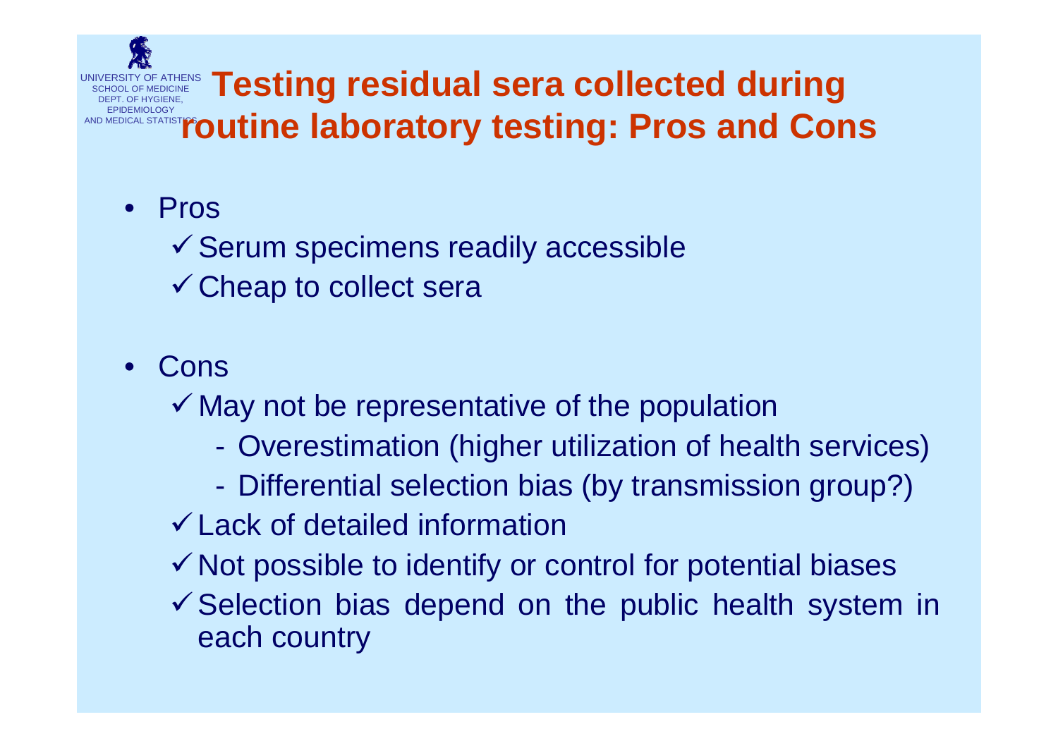UNIVERSITY OF ATHENS
SCHOOL OF MEDICINE
DEPT. OF HYGIENE, EPIDEMIOLOGY AND MEDICAL STATISTICS

# Testing residual sera collected during routine laboratory testing: Pros and Cons

- Pros
  - ✓ Serum specimens readily accessible
  - ✓ Cheap to collect sera
- Cons
  - ✓ May not be representative of the population
    - Overestimation (higher utilization of health services)
    - Differential selection bias (by transmission group?)
  - ✓ Lack of detailed information
  - ✓ Not possible to identify or control for potential biases
  - ✓ Selection bias depend on the public health system in each country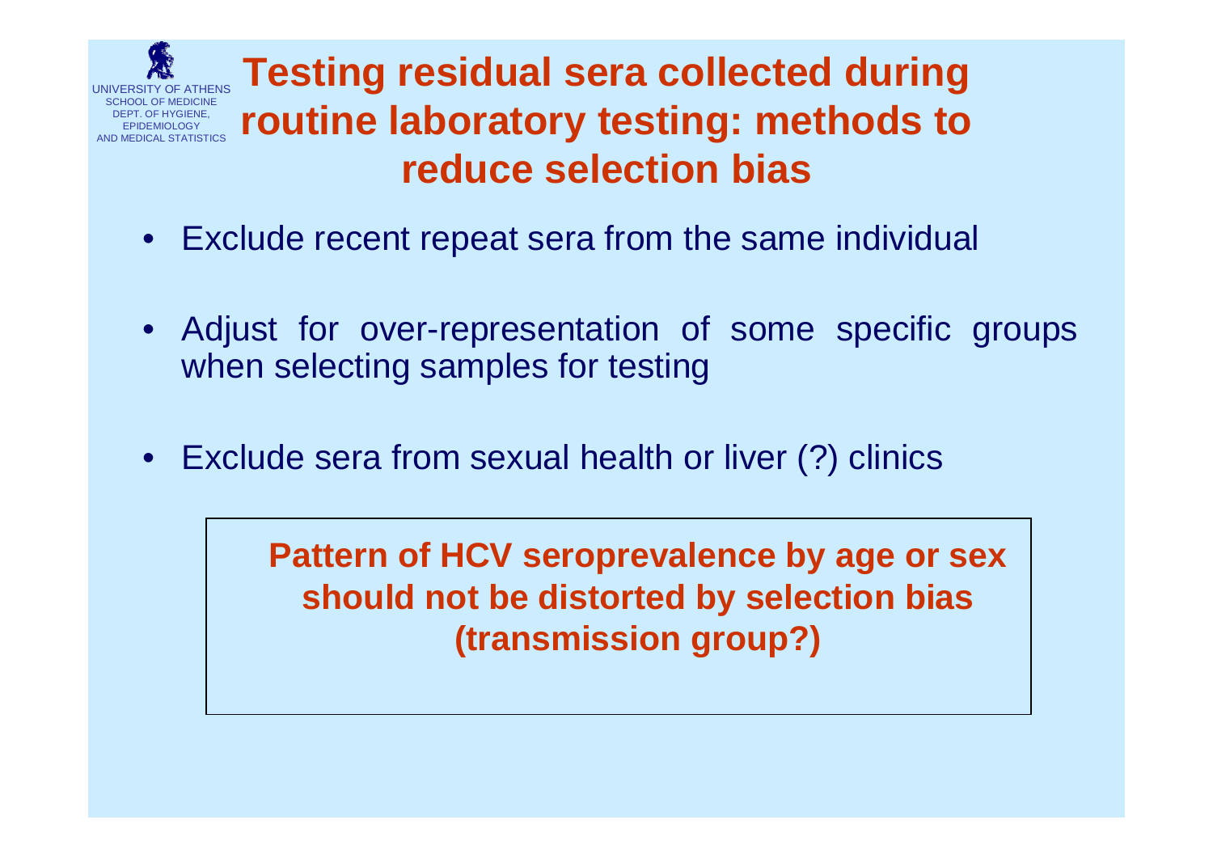UNIVERSITY OF ATHENS
SCHOOL OF MEDICINE
DEPT. OF HYGIENE, EPIDEMIOLOGY AND MEDICAL STATISTICS

# Testing residual sera collected during routine laboratory testing: methods to reduce selection bias

- Exclude recent repeat sera from the same individual
- Adjust for over-representation of some specific groups when selecting samples for testing
- Exclude sera from sexual health or liver (?) clinics

**Pattern of HCV seroprevalence by age or sex should not be distorted by selection bias (transmission group?)**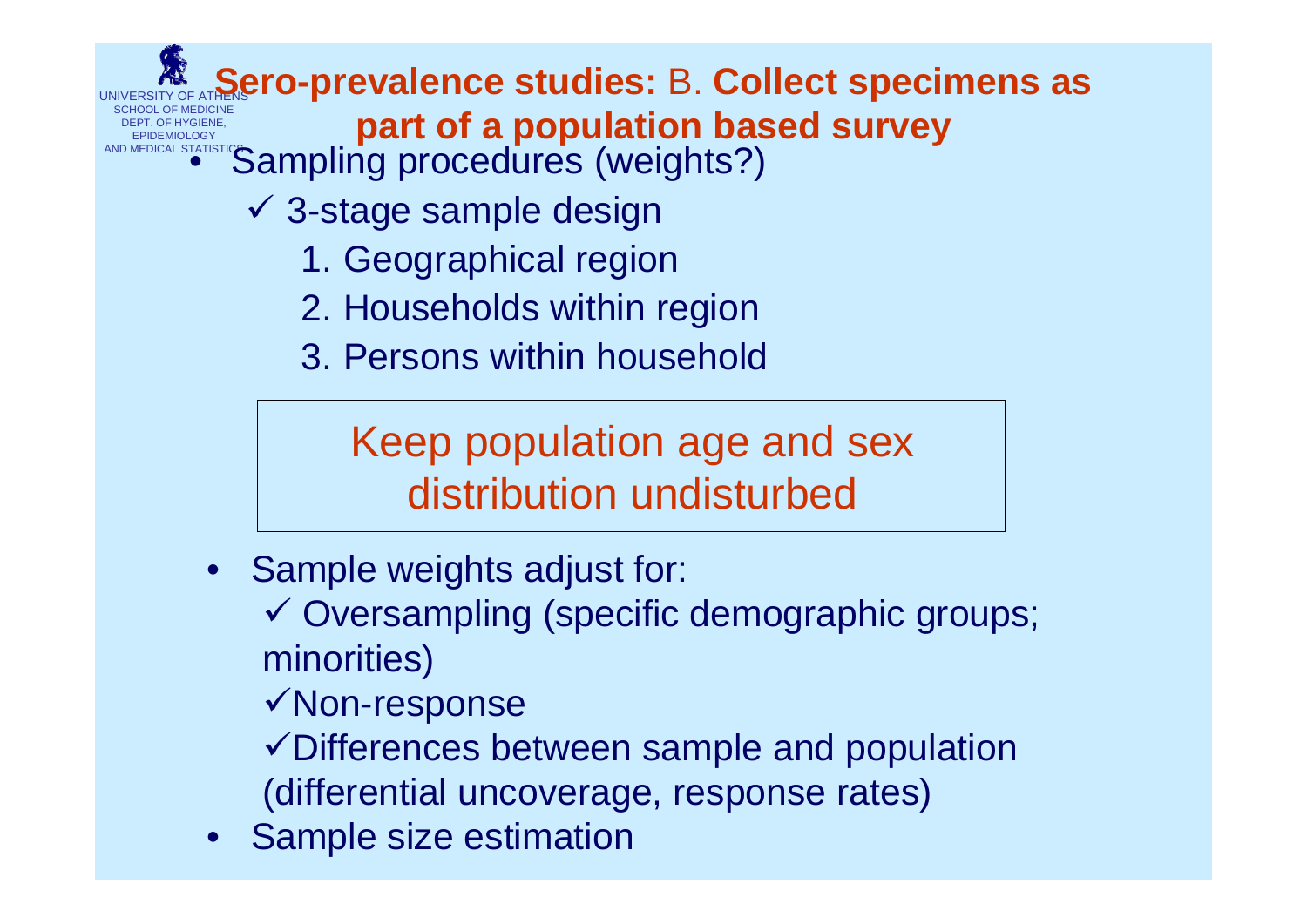# Sero-prevalence studies: B. Collect specimens as part of a population based survey

- Sampling procedures (weights?)
  - ✓ 3-stage sample design
    1. Geographical region
    2. Households within region
    3. Persons within household

> Keep population age and sex distribution undisturbed

- Sample weights adjust for:
  - ✓ Oversampling (specific demographic groups; minorities)
  - ✓ Non-response
  - ✓ Differences between sample and population (differential uncoverage, response rates)
- Sample size estimation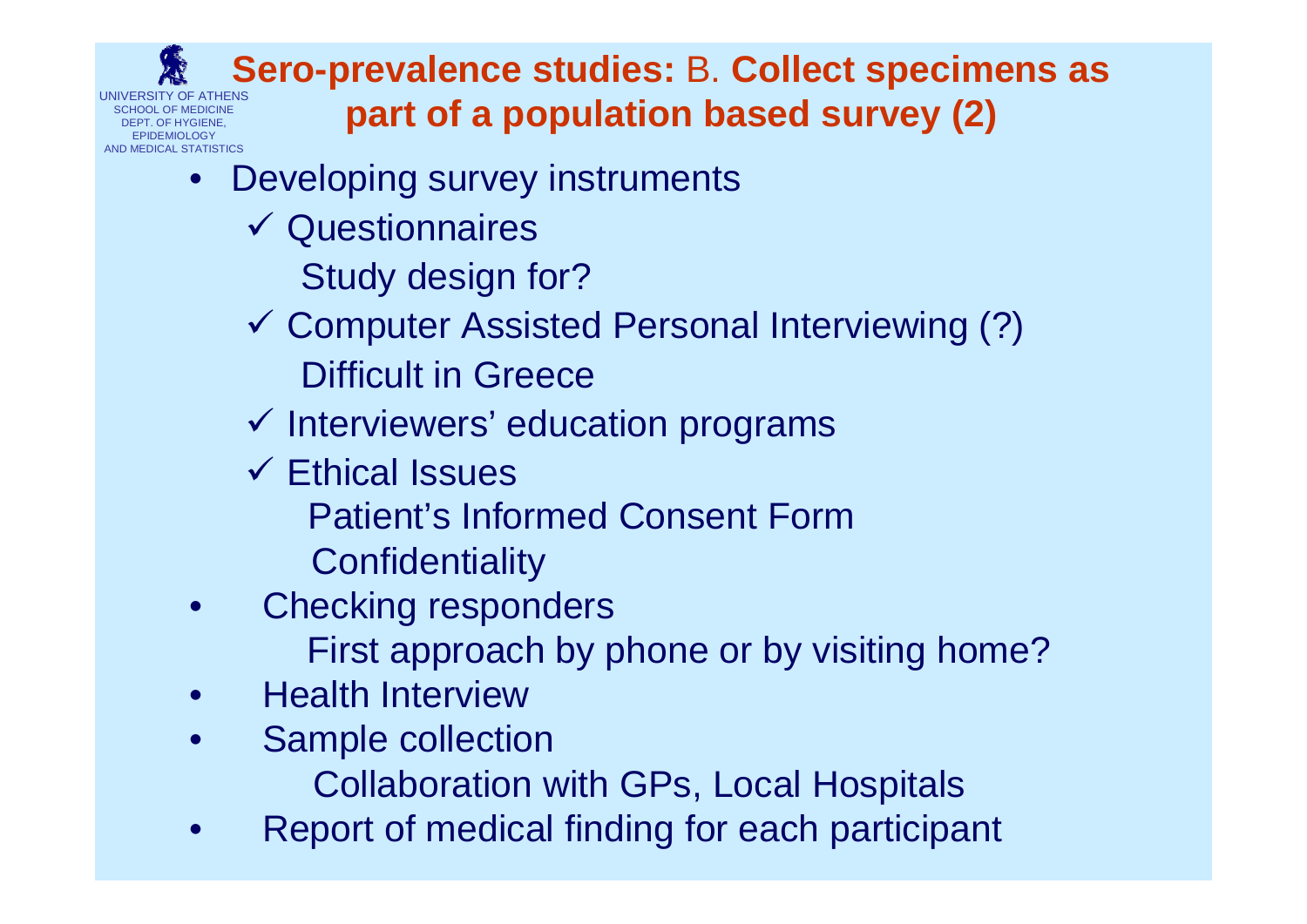## Sero-prevalence studies: B. Collect specimens as part of a population based survey (2)

- Developing survey instruments
  - ✓ Questionnaires
    - Study design for?
  - ✓ Computer Assisted Personal Interviewing (?)
    - Difficult in Greece
  - ✓ Interviewers' education programs
  - ✓ Ethical Issues
    - Patient's Informed Consent Form
    - Confidentiality
- Checking responders
  - First approach by phone or by visiting home?
- Health Interview
- Sample collection
  - Collaboration with GPs, Local Hospitals
- Report of medical finding for each participant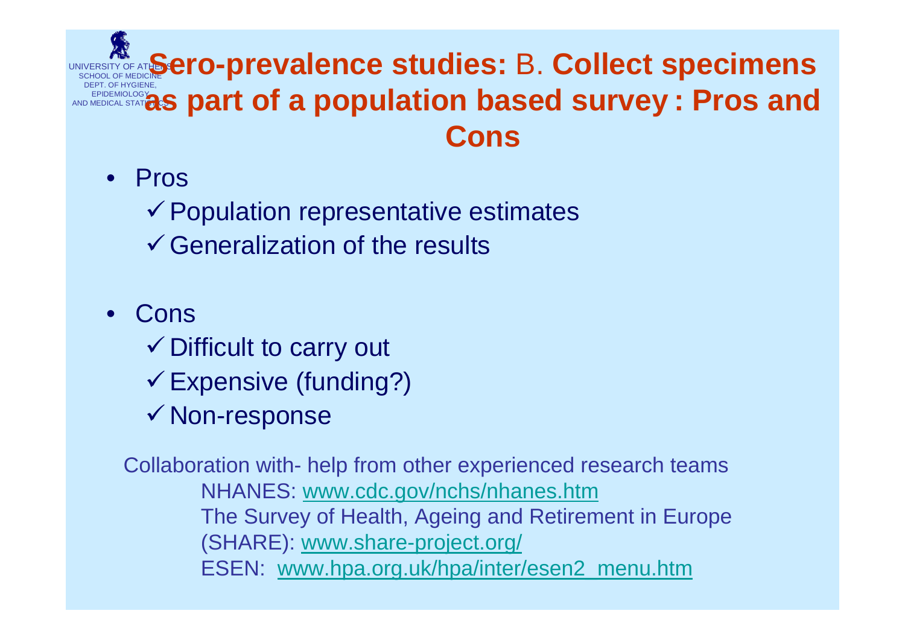UNIVERSITY OF ATHENS
SCHOOL OF MEDICINE
DEPT. OF HYGIENE, EPIDEMIOLOGY AND MEDICAL STATISTICS

# Sero-prevalence studies: B. Collect specimens as part of a population based survey : Pros and Cons

- Pros
  - ✓ Population representative estimates
  - ✓ Generalization of the results

- Cons
  - ✓ Difficult to carry out
  - ✓ Expensive (funding?)
  - ✓ Non-response

Collaboration with- help from other experienced research teams

NHANES: www.cdc.gov/nchs/nhanes.htm

The Survey of Health, Ageing and Retirement in Europe (SHARE): www.share-project.org/

ESEN: www.hpa.org.uk/hpa/inter/esen2_menu.htm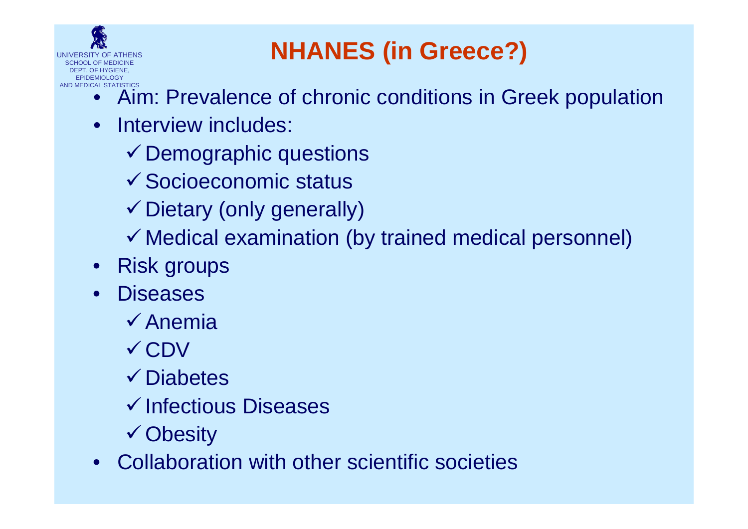# NHANES (in Greece?)

- Aim: Prevalence of chronic conditions in Greek population
- Interview includes:
  - ✓ Demographic questions
  - ✓ Socioeconomic status
  - ✓ Dietary (only generally)
  - ✓ Medical examination (by trained medical personnel)
- Risk groups
- Diseases
  - ✓ Anemia
  - ✓ CDV
  - ✓ Diabetes
  - ✓ Infectious Diseases
  - ✓ Obesity
- Collaboration with other scientific societies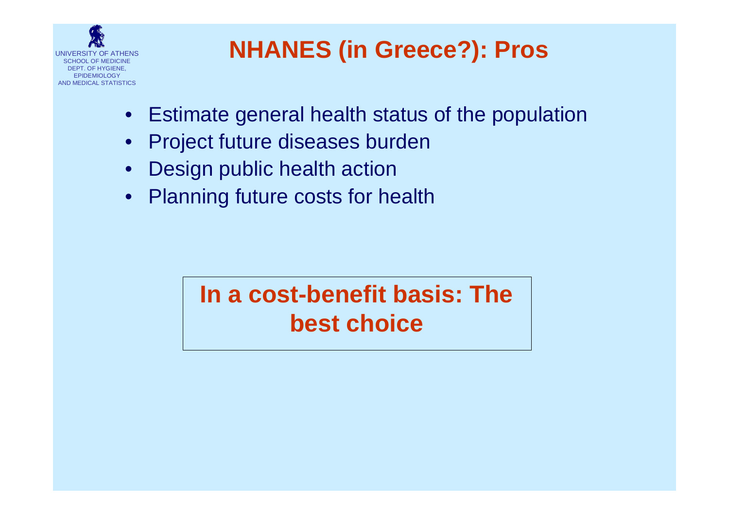# NHANES (in Greece?): Pros

- Estimate general health status of the population
- Project future diseases burden
- Design public health action
- Planning future costs for health

**In a cost-benefit basis: The best choice**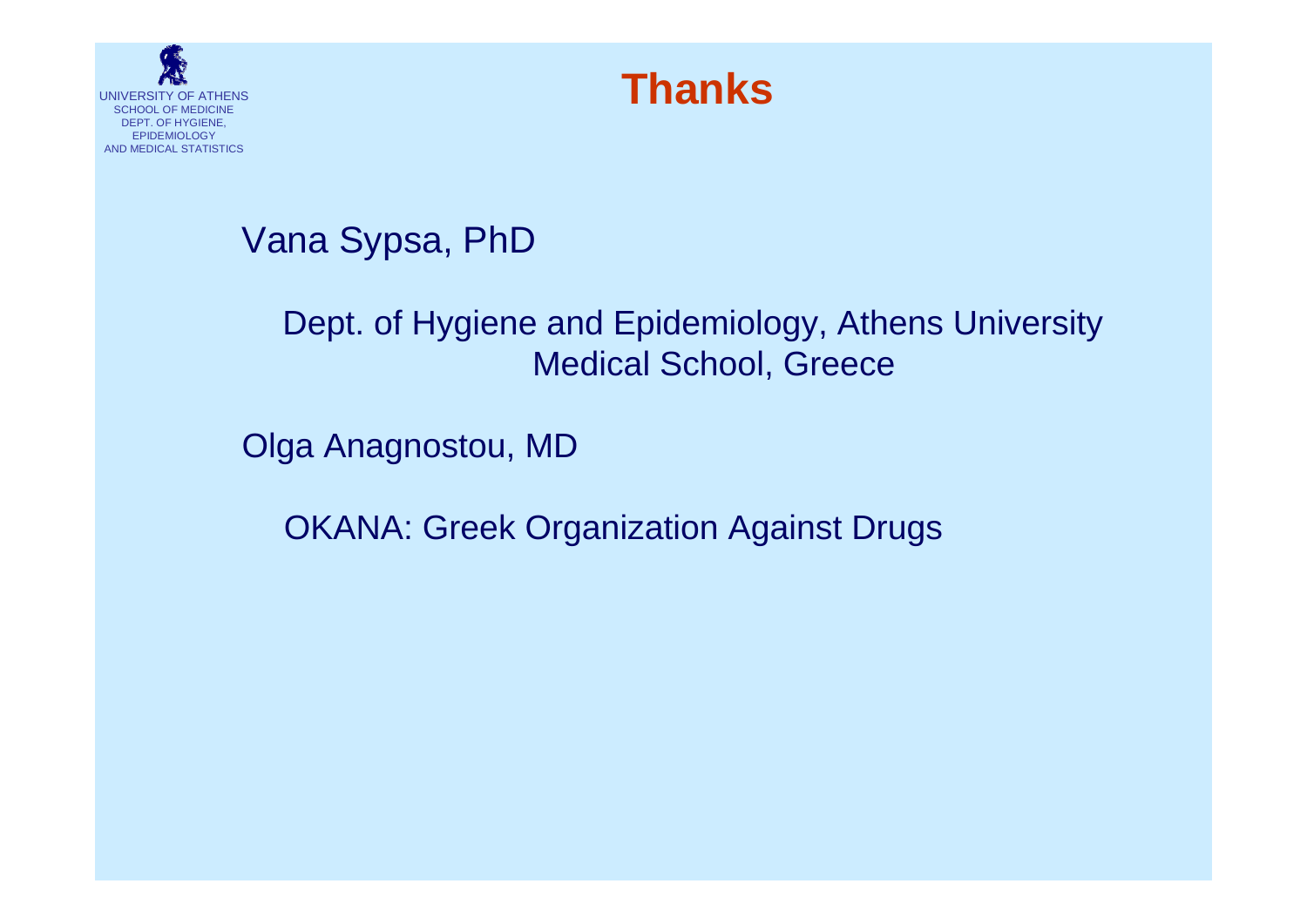UNIVERSITY OF ATHENS
SCHOOL OF MEDICINE
DEPT. OF HYGIENE,
EPIDEMIOLOGY
AND MEDICAL STATISTICS

# Thanks

Vana Sypsa, PhD

Dept. of Hygiene and Epidemiology, Athens University Medical School, Greece

Olga Anagnostou, MD

OKANA: Greek Organization Against Drugs